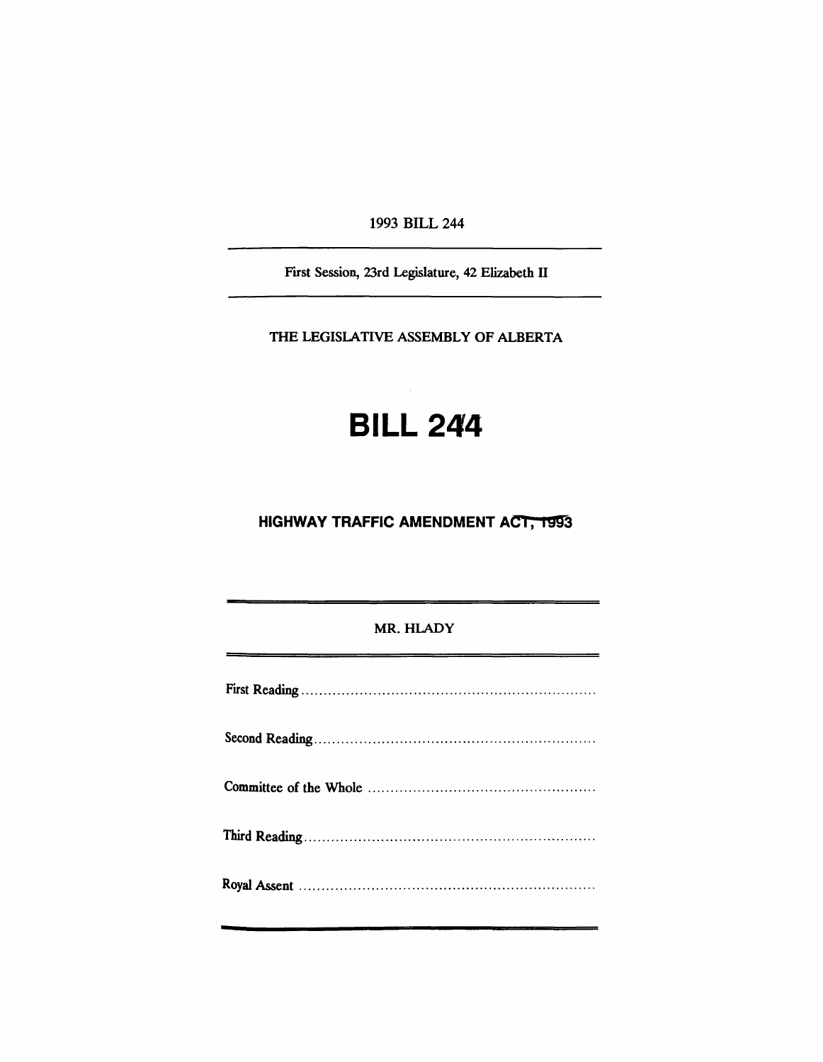1993 BILL 244

---

First Session, 23rd Legislature, 42 Elizabeth II

---

THE LEGISLATIVE ASSEMBLY OF ALBERTA

# BILL 244

## HIGHWAY TRAFFIC AMENDMENT ACT, 1993

---

MR. HLADY

---

First Reading ..................................................................

Second Reading ..............................................................

Committee of the Whole ..................................................

Third Reading ................................................................

Royal Assent ..................................................................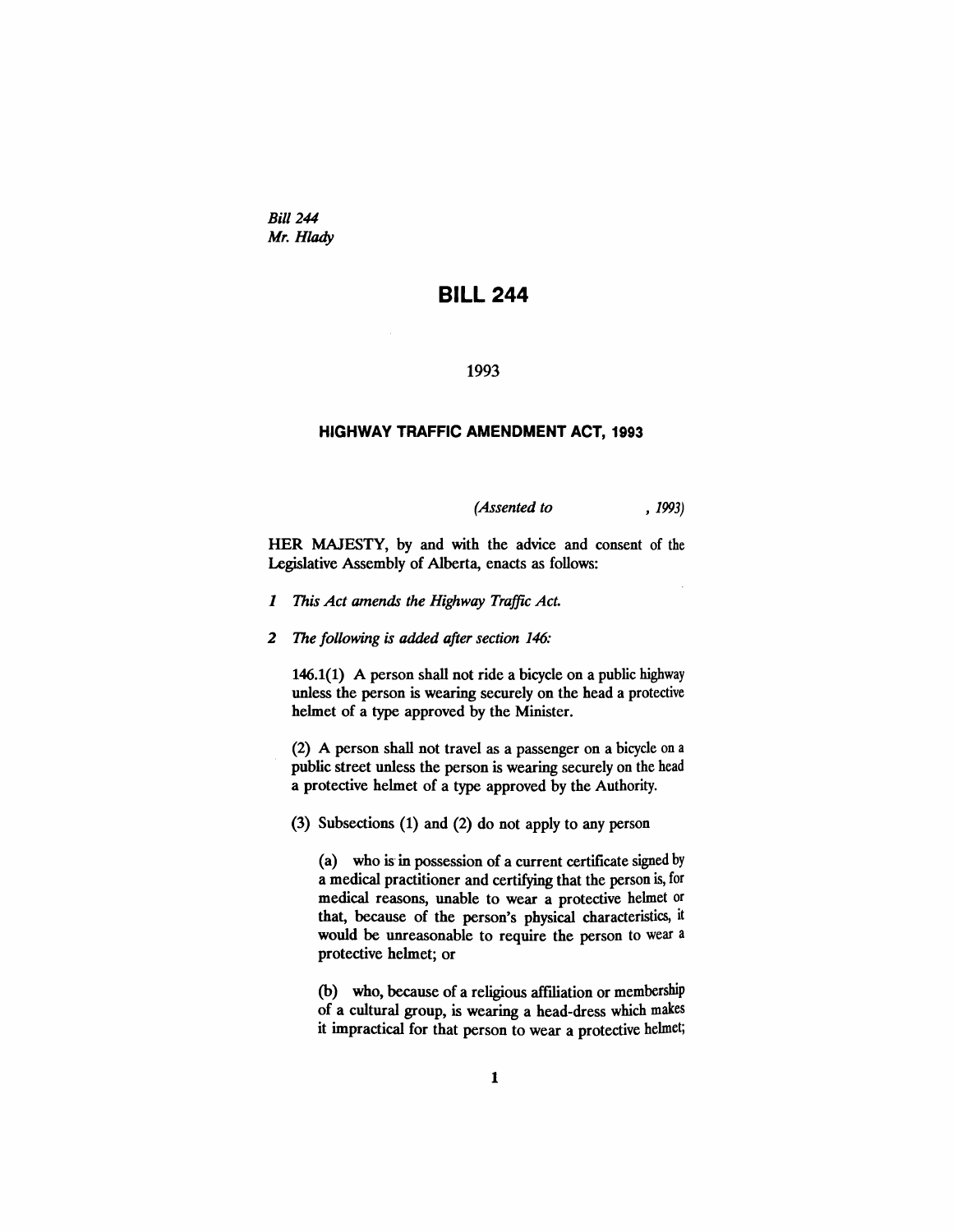*Bill 244*
*Mr. Hlady*

# BILL 244

1993

## HIGHWAY TRAFFIC AMENDMENT ACT, 1993

*(Assented to , 1993)*

HER MAJESTY, by and with the advice and consent of the Legislative Assembly of Alberta, enacts as follows:

*1 This Act amends the Highway Traffic Act.*

*2 The following is added after section 146:*

146.1(1) A person shall not ride a bicycle on a public highway unless the person is wearing securely on the head a protective helmet of a type approved by the Minister.

(2) A person shall not travel as a passenger on a bicycle on a public street unless the person is wearing securely on the head a protective helmet of a type approved by the Authority.

(3) Subsections (1) and (2) do not apply to any person

(a) who is in possession of a current certificate signed by a medical practitioner and certifying that the person is, for medical reasons, unable to wear a protective helmet or that, because of the person's physical characteristics, it would be unreasonable to require the person to wear a protective helmet; or

(b) who, because of a religious affiliation or membership of a cultural group, is wearing a head-dress which makes it impractical for that person to wear a protective helmet;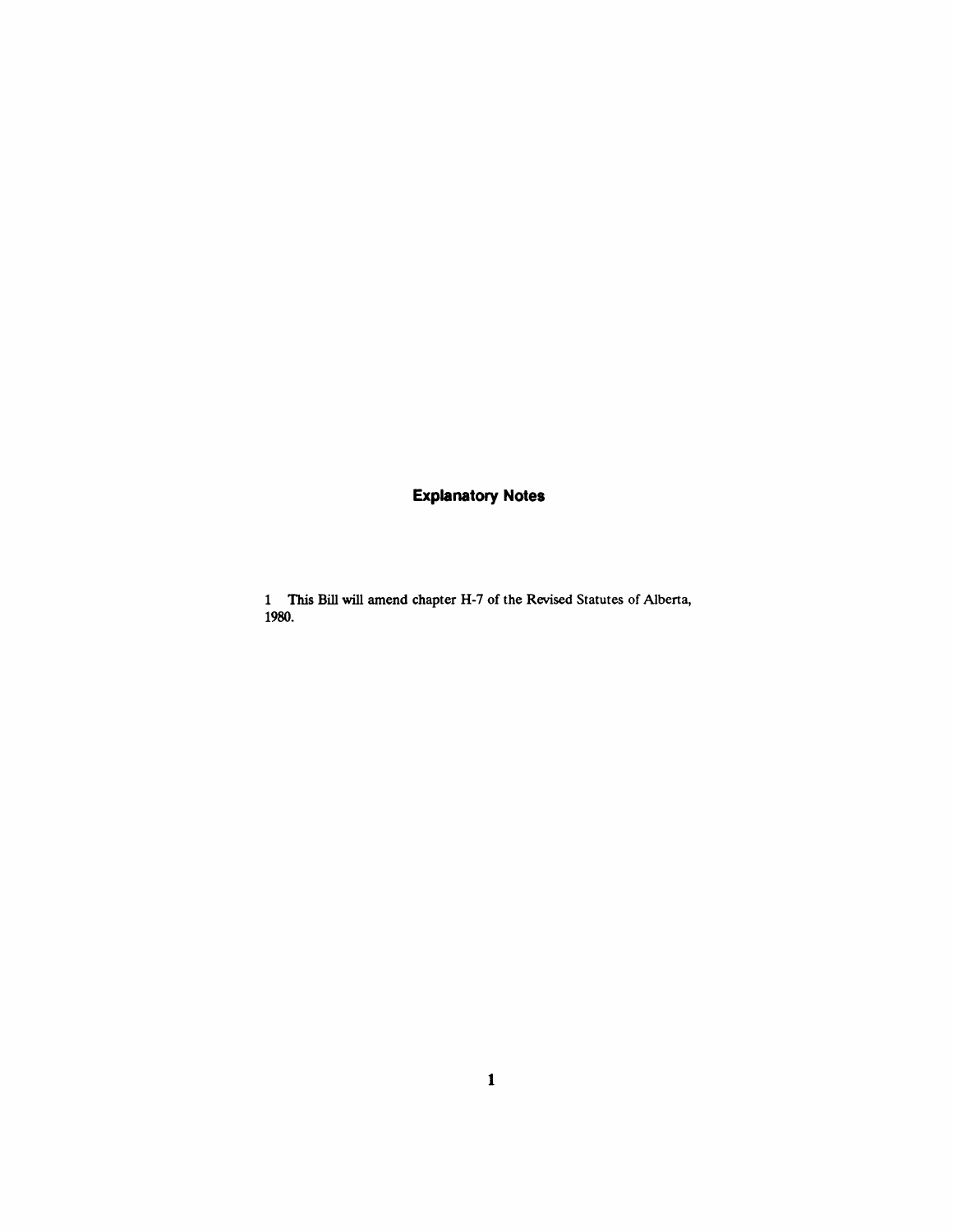## Explanatory Notes

1 This Bill will amend chapter H-7 of the Revised Statutes of Alberta, 1980.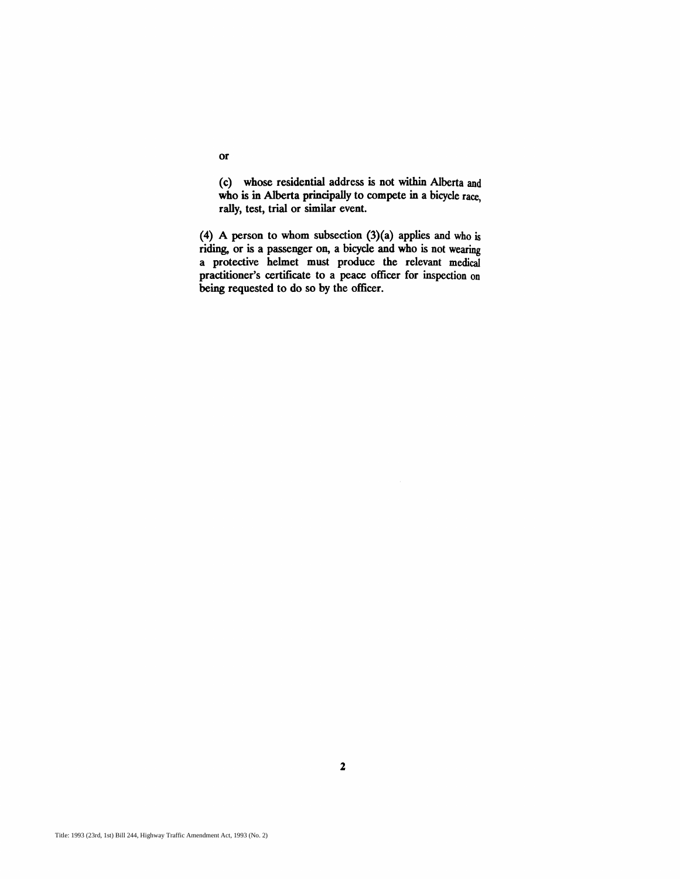or

(c) whose residential address is not within Alberta and who is in Alberta principally to compete in a bicycle race, rally, test, trial or similar event.

(4) A person to whom subsection (3)(a) applies and who is riding, or is a passenger on, a bicycle and who is not wearing a protective helmet must produce the relevant medical practitioner's certificate to a peace officer for inspection on being requested to do so by the officer.